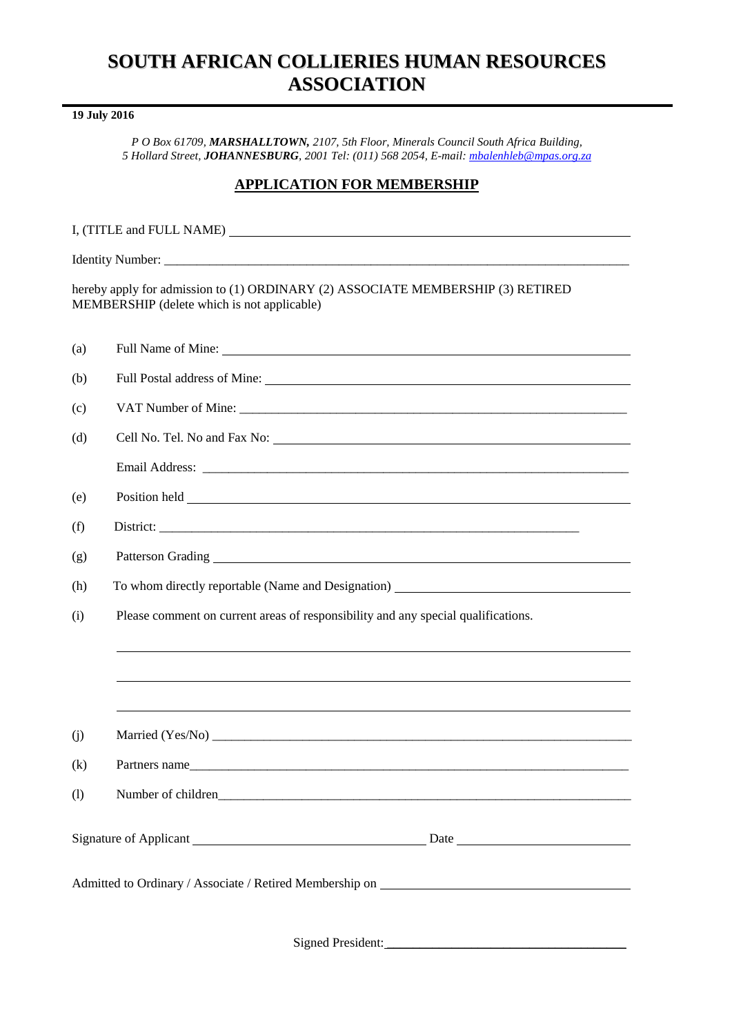# SOUTH AFRICAN COLLIERIES HUMAN RESOURCES ASSOCIATION

**19 July 2016**

*P O Box 61709, **MARSHALLTOWN,** 2107, 5th Floor, Minerals Council South Africa Building, 5 Hollard Street, **JOHANNESBURG**, 2001 Tel: (011) 568 2054, E-mail: mbalenhleb@mpas.org.za*

## APPLICATION FOR MEMBERSHIP

I, (TITLE and FULL NAME) ______________________________________________

Identity Number: ______________________________________________

hereby apply for admission to (1) ORDINARY (2) ASSOCIATE MEMBERSHIP (3) RETIRED MEMBERSHIP (delete which is not applicable)

(a) Full Name of Mine: ______________________________________________

(b) Full Postal address of Mine: ______________________________________________

(c) VAT Number of Mine: ______________________________________________

(d) Cell No. Tel. No and Fax No: ______________________________________________

Email Address: ______________________________________________

(e) Position held ______________________________________________

(f) District: ______________________________________________

(g) Patterson Grading ______________________________________________

(h) To whom directly reportable (Name and Designation) ______________________________

(i) Please comment on current areas of responsibility and any special qualifications.

______________________________________________

______________________________________________

______________________________________________

(j) Married (Yes/No) ______________________________________________

(k) Partners name______________________________________________

(l) Number of children______________________________________________

Signature of Applicant ______________________ Date ______________________

Admitted to Ordinary / Associate / Retired Membership on ______________________

Signed President: ______________________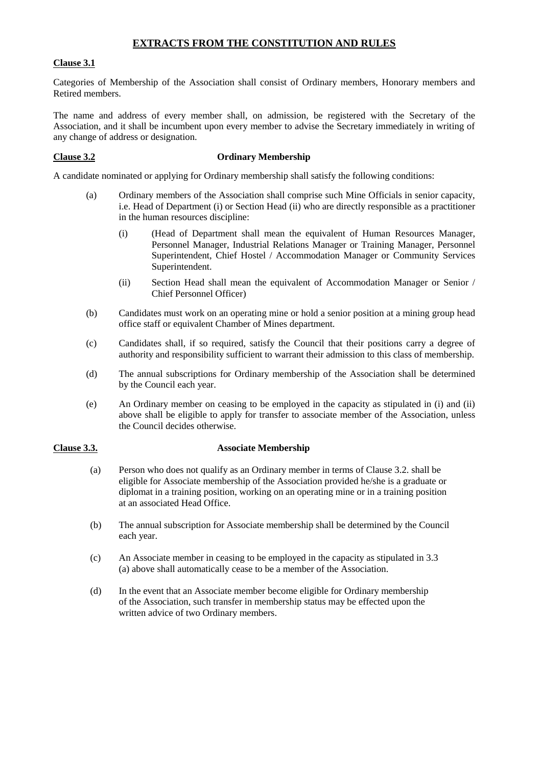# EXTRACTS FROM THE CONSTITUTION AND RULES

**Clause 3.1**

Categories of Membership of the Association shall consist of Ordinary members, Honorary members and Retired members.

The name and address of every member shall, on admission, be registered with the Secretary of the Association, and it shall be incumbent upon every member to advise the Secretary immediately in writing of any change of address or designation.

**Clause 3.2** **Ordinary Membership**

A candidate nominated or applying for Ordinary membership shall satisfy the following conditions:

(a) Ordinary members of the Association shall comprise such Mine Officials in senior capacity, i.e. Head of Department (i) or Section Head (ii) who are directly responsible as a practitioner in the human resources discipline:

(i) (Head of Department shall mean the equivalent of Human Resources Manager, Personnel Manager, Industrial Relations Manager or Training Manager, Personnel Superintendent, Chief Hostel / Accommodation Manager or Community Services Superintendent.

(ii) Section Head shall mean the equivalent of Accommodation Manager or Senior / Chief Personnel Officer)

(b) Candidates must work on an operating mine or hold a senior position at a mining group head office staff or equivalent Chamber of Mines department.

(c) Candidates shall, if so required, satisfy the Council that their positions carry a degree of authority and responsibility sufficient to warrant their admission to this class of membership.

(d) The annual subscriptions for Ordinary membership of the Association shall be determined by the Council each year.

(e) An Ordinary member on ceasing to be employed in the capacity as stipulated in (i) and (ii) above shall be eligible to apply for transfer to associate member of the Association, unless the Council decides otherwise.

**Clause 3.3.** **Associate Membership**

(a) Person who does not qualify as an Ordinary member in terms of Clause 3.2. shall be eligible for Associate membership of the Association provided he/she is a graduate or diplomat in a training position, working on an operating mine or in a training position at an associated Head Office.

(b) The annual subscription for Associate membership shall be determined by the Council each year.

(c) An Associate member in ceasing to be employed in the capacity as stipulated in 3.3 (a) above shall automatically cease to be a member of the Association.

(d) In the event that an Associate member become eligible for Ordinary membership of the Association, such transfer in membership status may be effected upon the written advice of two Ordinary members.